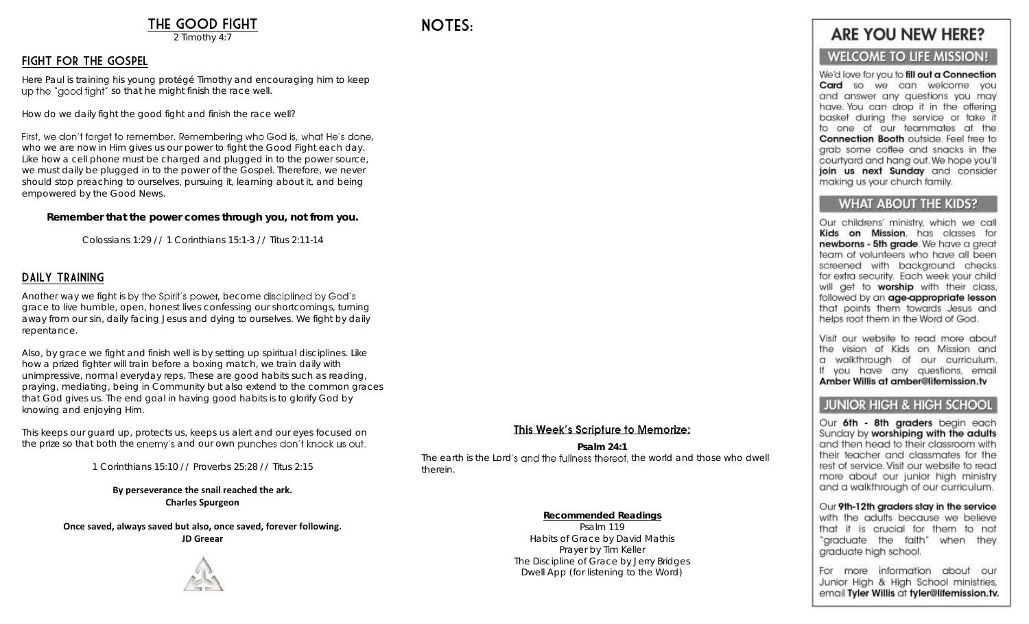# THE GOOD FIGHT

2 Timothy 4:7

## FIGHT FOR THE GOSPEL

Here Paul is training his young protégé Timothy and encouraging him to keep up the "good fight" so that he might finish the race well.

How do we daily fight the good fight and finish the race well?

First, we don't forget to remember. Remembering who God is, what He's done, who we are now in Him gives us our power to fight the Good Fight each day. Like how a cell phone must be charged and plugged in to the power source, we must daily be plugged in to the power of the Gospel. Therefore, we never should stop preaching to ourselves, pursuing it, learning about it, and being empowered by the Good News.

**Remember that the power comes through you, not from you.**

Colossians 1:29 // 1 Corinthians 15:1-3 // Titus 2:11-14

## DAILY TRAINING

Another way we fight is by the Spirit's power, become disciplined by God's grace to live humble, open, honest lives confessing our shortcomings, turning away from our sin, daily facing Jesus and dying to ourselves. We fight by daily repentance.

Also, by grace we fight and finish well is by setting up spiritual disciplines. Like how a prized fighter will train before a boxing match, we train daily with unimpressive, normal everyday reps. These are good habits such as reading, praying, mediating, being in Community but also extend to the common graces that God gives us. The end goal in having good habits is to glorify God by knowing and enjoying Him.

This keeps our guard up, protects us, keeps us alert and our eyes focused on the prize so that both the enemy's and our own punches don't knock us out.

1 Corinthians 15:10 // Proverbs 25:28 // Titus 2:15

**By perseverance the snail reached the ark.**
**Charles Spurgeon**

**Once saved, always saved but also, once saved, forever following.**
**JD Greear**

# NOTES:

### This Week's Scripture to Memorize:

**Psalm 24:1**

The earth is the Lord's and the fullness thereof, the world and those who dwell therein.

**Recommended Readings**

Psalm 119
Habits of Grace by David Mathis
Prayer by Tim Keller
The Discipline of Grace by Jerry Bridges
Dwell App (for listening to the Word)

# ARE YOU NEW HERE?

## WELCOME TO LIFE MISSION!

We'd love for you to **fill out a Connection Card** so we can welcome you and answer any questions you may have. You can drop it in the offering basket during the service or take it to one of our teammates at the **Connection Booth** outside. Feel free to grab some coffee and snacks in the courtyard and hang out. We hope you'll **join us next Sunday** and consider making us your church family.

## WHAT ABOUT THE KIDS?

Our childrens' ministry, which we call **Kids on Mission**, has classes for **newborns - 5th grade**. We have a great team of volunteers who have all been screened with background checks for extra security. Each week your child will get to **worship** with their class, followed by an **age-appropriate lesson** that points them towards Jesus and helps root them in the Word of God.

Visit our website to read more about the vision of Kids on Mission and a walkthrough of our curriculum. If you have any questions, email **Amber Willis at amber@lifemission.tv**

## JUNIOR HIGH & HIGH SCHOOL

Our **6th - 8th graders** begin each Sunday by **worshiping with the adults** and then head to their classroom with their teacher and classmates for the rest of service. Visit our website to read more about our junior high ministry and a walkthrough of our curriculum.

Our **9th-12th graders stay in the service** with the adults because we believe that it is crucial for them to not "graduate the faith" when they graduate high school.

For more information about our Junior High & High School ministries, email **Tyler Willis** at **tyler@lifemission.tv.**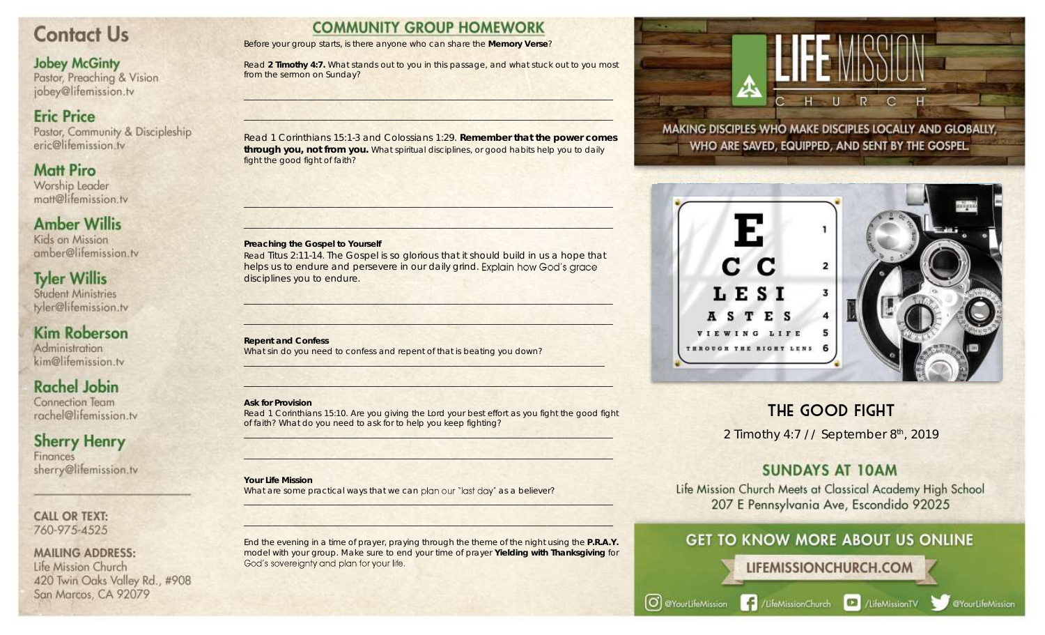## Contact Us

**Jobey McGinty**
Pastor, Preaching & Vision
jobey@lifemission.tv

**Eric Price**
Pastor, Community & Discipleship
eric@lifemission.tv

**Matt Piro**
Worship Leader
matt@lifemission.tv

**Amber Willis**
Kids on Mission
amber@lifemission.tv

**Tyler Willis**
Student Ministries
tyler@lifemission.tv

**Kim Roberson**
Administration
kim@lifemission.tv

**Rachel Jobin**
Connection Team
rachel@lifemission.tv

**Sherry Henry**
Finances
sherry@lifemission.tv

CALL OR TEXT:
760-975-4525

MAILING ADDRESS:
Life Mission Church
420 Twin Oaks Valley Rd., #908
San Marcos, CA 92079

## COMMUNITY GROUP HOMEWORK

Before your group starts, is there anyone who can share the **Memory Verse**?

Read **2 Timothy 4:7.** What stands out to you in this passage, and what stuck out to you most from the sermon on Sunday?

Read 1 Corinthians 15:1-3 and Colossians 1:29. **Remember that the power comes through you, not from you.** What spiritual disciplines, or good habits help you to daily fight the good fight of faith?

**Preaching the Gospel to Yourself**
Read Titus 2:11-14. The Gospel is so glorious that it should build in us a hope that helps us to endure and persevere in our daily grind. Explain how God's grace disciplines you to endure.

**Repent and Confess**
What sin do you need to confess and repent of that is beating you down?

**Ask for Provision**
Read 1 Corinthians 15:10. Are you giving the Lord your best effort as you fight the good fight of faith? What do you need to ask for to help you keep fighting?

**Your Life Mission**
What are some practical ways that we can plan our "last day" as a believer?

End the evening in a time of prayer, praying through the theme of the night using the **P.R.A.Y.** model with your group. Make sure to end your time of prayer **Yielding with Thanksgiving** for God's sovereignty and plan for your life.

# LIFE MISSION CHURCH

MAKING DISCIPLES WHO MAKE DISCIPLES LOCALLY AND GLOBALLY, WHO ARE SAVED, EQUIPPED, AND SENT BY THE GOSPEL.

E
C C
L E S I
A S T E S
VIEWING LIFE
THROUGH THE RIGHT LENS

## THE GOOD FIGHT

2 Timothy 4:7 // September 8th, 2019

## SUNDAYS AT 10AM

Life Mission Church Meets at Classical Academy High School
207 E Pennsylvania Ave, Escondido 92025

## GET TO KNOW MORE ABOUT US ONLINE

LIFEMISSIONCHURCH.COM

@YourLifeMission /LifeMissionChurch /LifeMissionTV @YourLifeMission